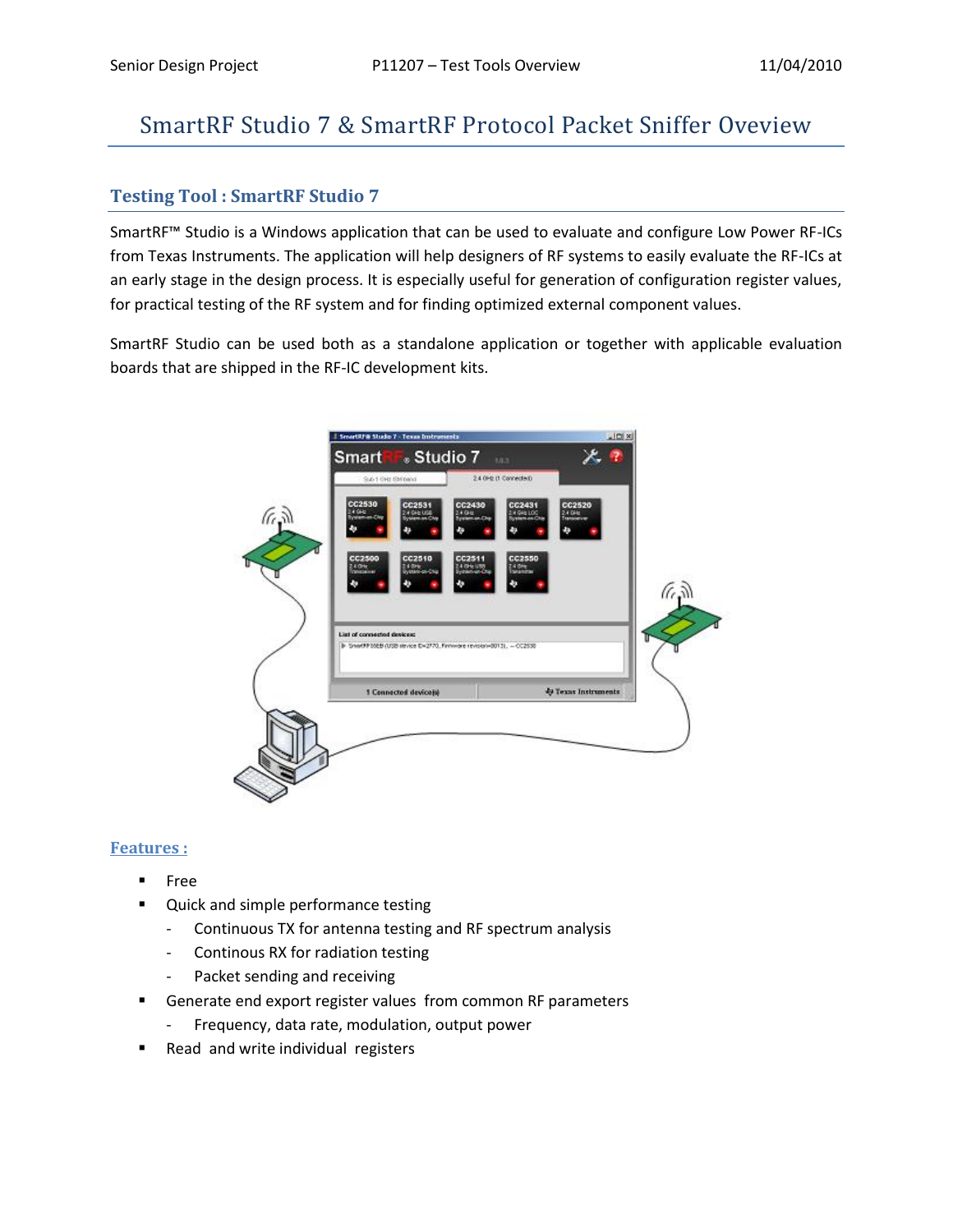# SmartRF Studio 7 & SmartRF Protocol Packet Sniffer Oveview

## Testing Tool : SmartRF Studio 7

SmartRF™ Studio is a Windows application that can be used to evaluate and configure Low Power RF-ICs from Texas Instruments. The application will help designers of RF systems to easily evaluate the RF-ICs at an early stage in the design process. It is especially useful for generation of configuration register values, for practical testing of the RF system and for finding optimized external component values.

SmartRF Studio can be used both as a standalone application or together with applicable evaluation boards that are shipped in the RF-IC development kits.

### Features :

- Free
- Quick and simple performance testing
  - Continuous TX for antenna testing and RF spectrum analysis
  - Continous RX for radiation testing
  - Packet sending and receiving
- Generate end export register values from common RF parameters
  - Frequency, data rate, modulation, output power
- Read and write individual registers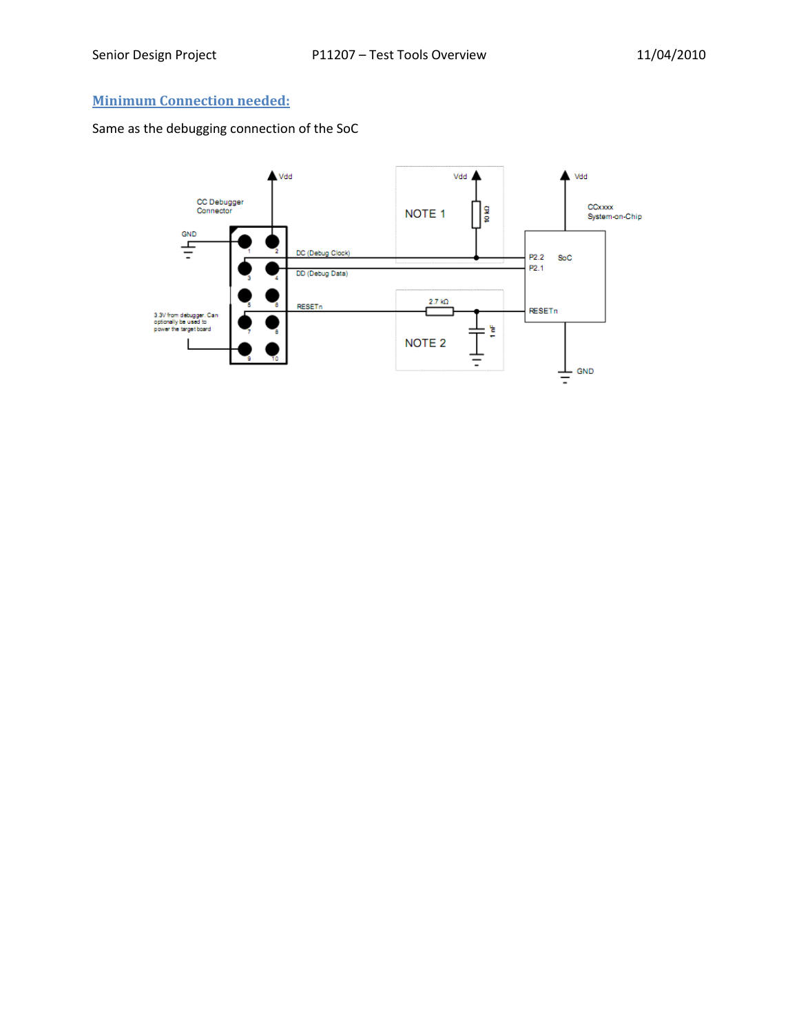## Minimum Connection needed:

Same as the debugging connection of the SoC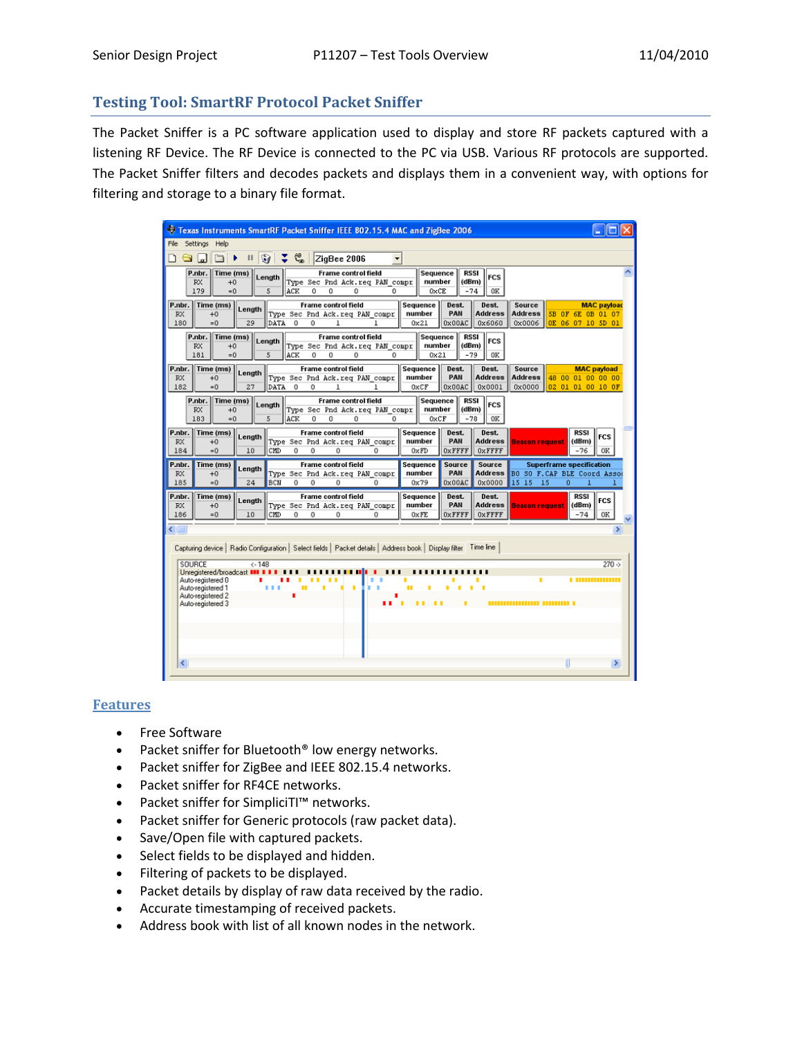## Testing Tool: SmartRF Protocol Packet Sniffer

The Packet Sniffer is a PC software application used to display and store RF packets captured with a listening RF Device. The RF Device is connected to the PC via USB. Various RF protocols are supported. The Packet Sniffer filters and decodes packets and displays them in a convenient way, with options for filtering and storage to a binary file format.

## Features

- Free Software
- Packet sniffer for Bluetooth® low energy networks.
- Packet sniffer for ZigBee and IEEE 802.15.4 networks.
- Packet sniffer for RF4CE networks.
- Packet sniffer for SimpliciTI™ networks.
- Packet sniffer for Generic protocols (raw packet data).
- Save/Open file with captured packets.
- Select fields to be displayed and hidden.
- Filtering of packets to be displayed.
- Packet details by display of raw data received by the radio.
- Accurate timestamping of received packets.
- Address book with list of all known nodes in the network.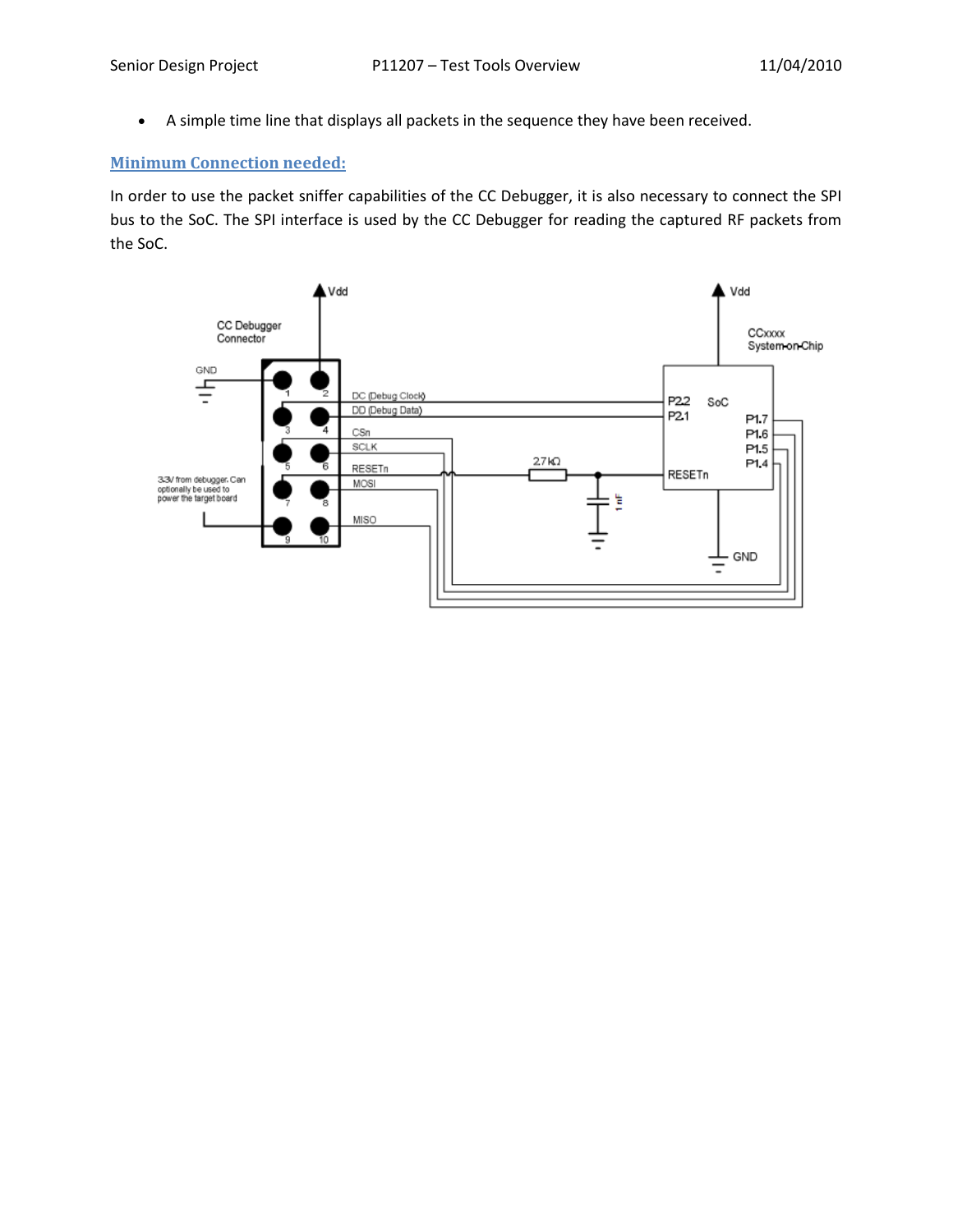- A simple time line that displays all packets in the sequence they have been received.

## Minimum Connection needed:

In order to use the packet sniffer capabilities of the CC Debugger, it is also necessary to connect the SPI bus to the SoC. The SPI interface is used by the CC Debugger for reading the captured RF packets from the SoC.

Vdd

CC Debugger Connector

GND

1 2

DC (Debug Clock)

DD (Debug Data)

3 4

CSn

SCLK

5 6

RESETn

MOSI

3.3V from debugger. Can optionally be used to power the target board

7 8

MISO

9 10

2.7 kΩ

1 nF

Vdd

CCxxxx System-on-Chip

P2.2 SoC

P2.1

P1.7

P1.6

P1.5

P1.4

RESETn

GND